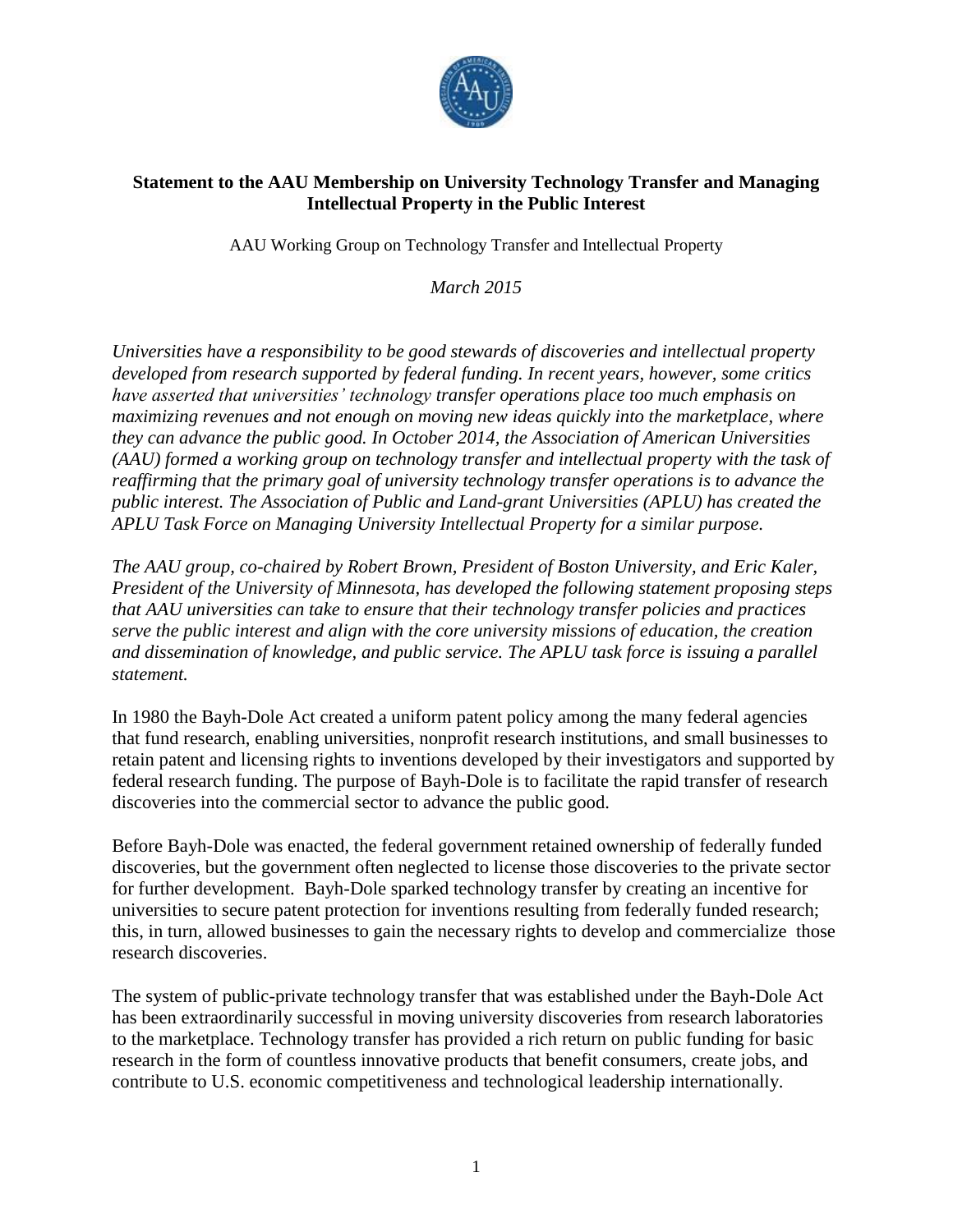**Statement to the AAU Membership on University Technology Transfer and Managing Intellectual Property in the Public Interest**

AAU Working Group on Technology Transfer and Intellectual Property

*March 2015*

*Universities have a responsibility to be good stewards of discoveries and intellectual property developed from research supported by federal funding. In recent years, however, some critics have asserted that universities' technology transfer operations place too much emphasis on maximizing revenues and not enough on moving new ideas quickly into the marketplace, where they can advance the public good. In October 2014, the Association of American Universities (AAU) formed a working group on technology transfer and intellectual property with the task of reaffirming that the primary goal of university technology transfer operations is to advance the public interest. The Association of Public and Land-grant Universities (APLU) has created the APLU Task Force on Managing University Intellectual Property for a similar purpose.*

*The AAU group, co-chaired by Robert Brown, President of Boston University, and Eric Kaler, President of the University of Minnesota, has developed the following statement proposing steps that AAU universities can take to ensure that their technology transfer policies and practices serve the public interest and align with the core university missions of education, the creation and dissemination of knowledge, and public service. The APLU task force is issuing a parallel statement.*

In 1980 the Bayh-Dole Act created a uniform patent policy among the many federal agencies that fund research, enabling universities, nonprofit research institutions, and small businesses to retain patent and licensing rights to inventions developed by their investigators and supported by federal research funding. The purpose of Bayh-Dole is to facilitate the rapid transfer of research discoveries into the commercial sector to advance the public good.

Before Bayh-Dole was enacted, the federal government retained ownership of federally funded discoveries, but the government often neglected to license those discoveries to the private sector for further development. Bayh-Dole sparked technology transfer by creating an incentive for universities to secure patent protection for inventions resulting from federally funded research; this, in turn, allowed businesses to gain the necessary rights to develop and commercialize those research discoveries.

The system of public-private technology transfer that was established under the Bayh-Dole Act has been extraordinarily successful in moving university discoveries from research laboratories to the marketplace. Technology transfer has provided a rich return on public funding for basic research in the form of countless innovative products that benefit consumers, create jobs, and contribute to U.S. economic competitiveness and technological leadership internationally.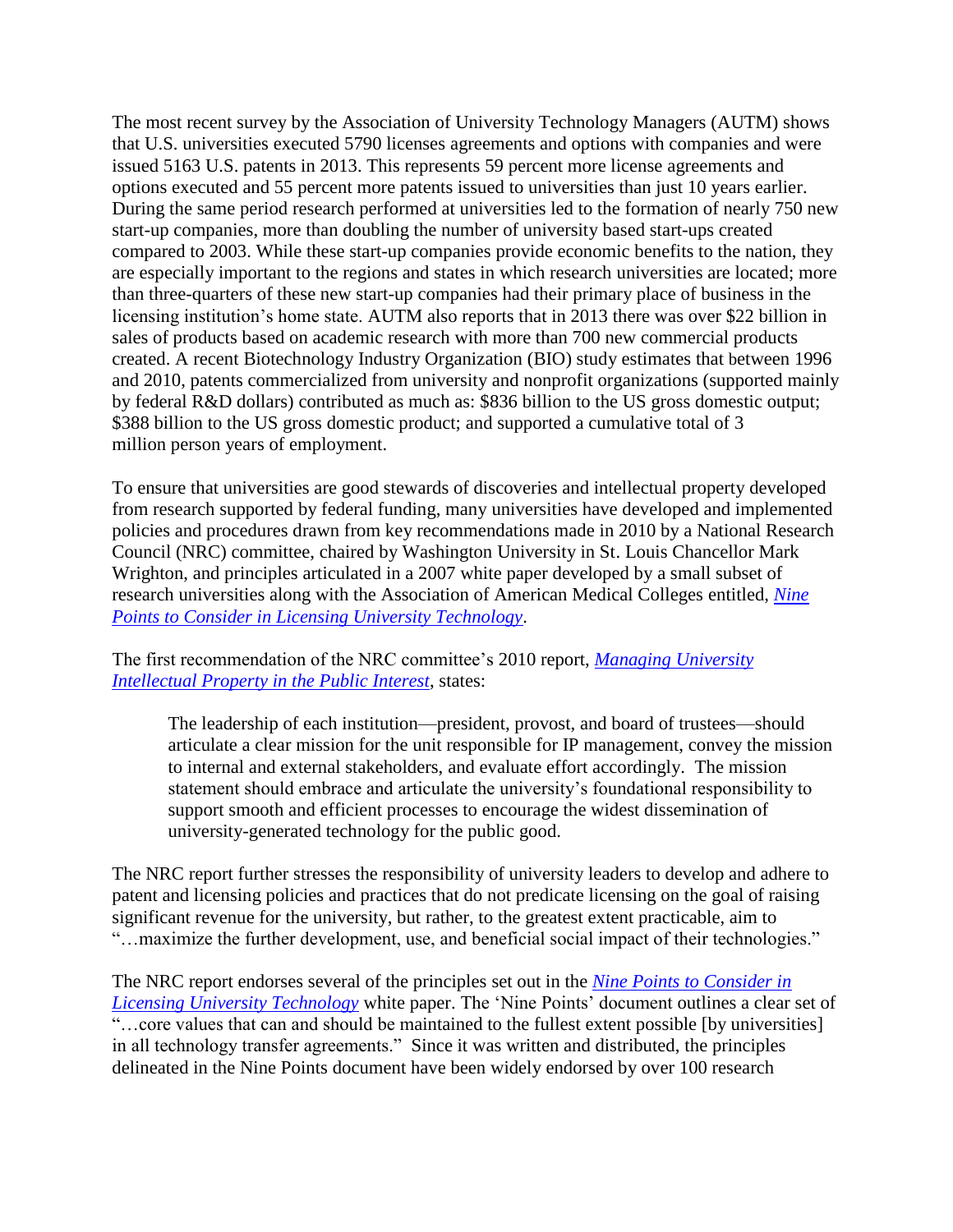The most recent survey by the Association of University Technology Managers (AUTM) shows that U.S. universities executed 5790 licenses agreements and options with companies and were issued 5163 U.S. patents in 2013. This represents 59 percent more license agreements and options executed and 55 percent more patents issued to universities than just 10 years earlier. During the same period research performed at universities led to the formation of nearly 750 new start-up companies, more than doubling the number of university based start-ups created compared to 2003. While these start-up companies provide economic benefits to the nation, they are especially important to the regions and states in which research universities are located; more than three-quarters of these new start-up companies had their primary place of business in the licensing institution's home state. AUTM also reports that in 2013 there was over $22 billion in sales of products based on academic research with more than 700 new commercial products created. A recent Biotechnology Industry Organization (BIO) study estimates that between 1996 and 2010, patents commercialized from university and nonprofit organizations (supported mainly by federal R&D dollars) contributed as much as: $836 billion to the US gross domestic output; $388 billion to the US gross domestic product; and supported a cumulative total of 3 million person years of employment.

To ensure that universities are good stewards of discoveries and intellectual property developed from research supported by federal funding, many universities have developed and implemented policies and procedures drawn from key recommendations made in 2010 by a National Research Council (NRC) committee, chaired by Washington University in St. Louis Chancellor Mark Wrighton, and principles articulated in a 2007 white paper developed by a small subset of research universities along with the Association of American Medical Colleges entitled, *Nine Points to Consider in Licensing University Technology*.

The first recommendation of the NRC committee's 2010 report, *Managing University Intellectual Property in the Public Interest*, states:

> The leadership of each institution—president, provost, and board of trustees—should articulate a clear mission for the unit responsible for IP management, convey the mission to internal and external stakeholders, and evaluate effort accordingly. The mission statement should embrace and articulate the university's foundational responsibility to support smooth and efficient processes to encourage the widest dissemination of university-generated technology for the public good.

The NRC report further stresses the responsibility of university leaders to develop and adhere to patent and licensing policies and practices that do not predicate licensing on the goal of raising significant revenue for the university, but rather, to the greatest extent practicable, aim to "…maximize the further development, use, and beneficial social impact of their technologies."

The NRC report endorses several of the principles set out in the *Nine Points to Consider in Licensing University Technology* white paper. The 'Nine Points' document outlines a clear set of "…core values that can and should be maintained to the fullest extent possible [by universities] in all technology transfer agreements." Since it was written and distributed, the principles delineated in the Nine Points document have been widely endorsed by over 100 research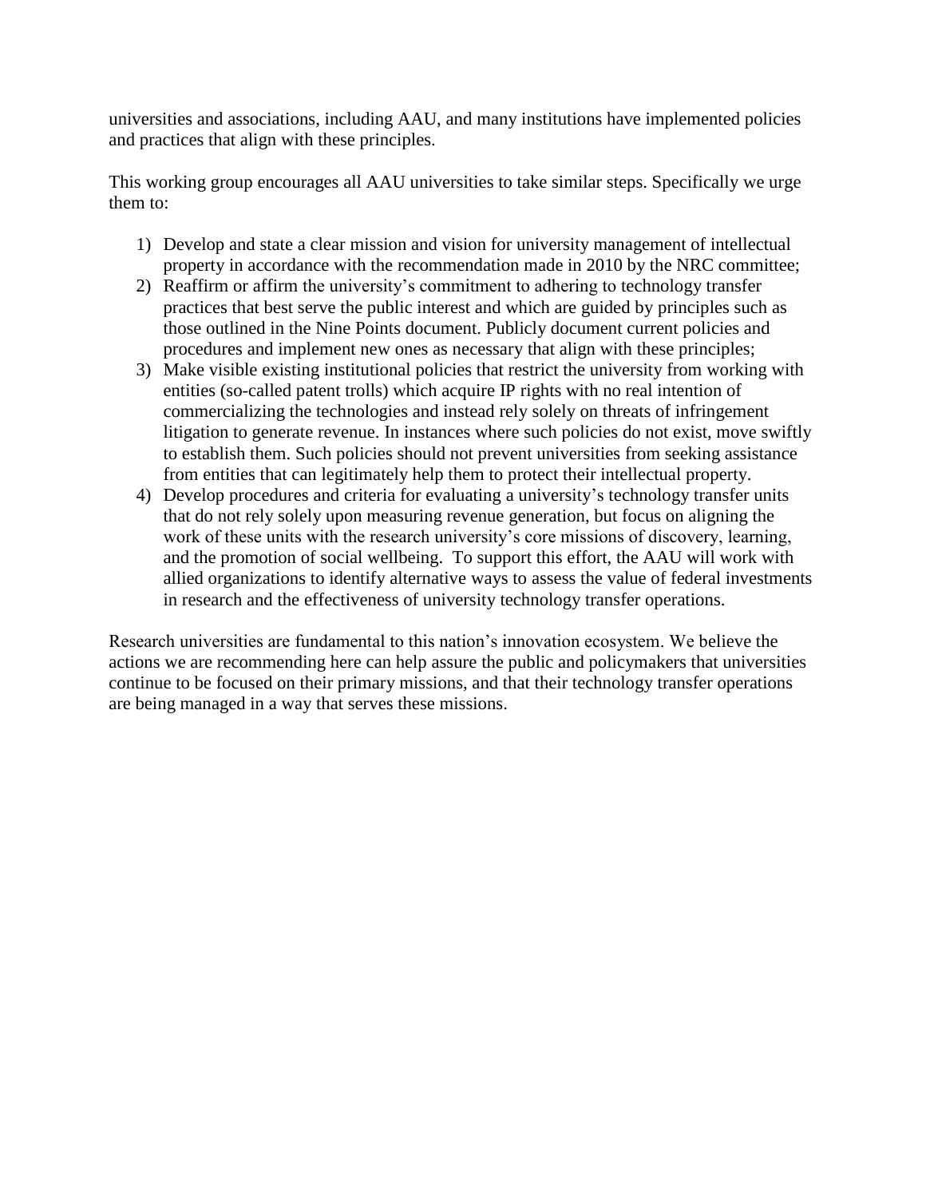universities and associations, including AAU, and many institutions have implemented policies and practices that align with these principles.

This working group encourages all AAU universities to take similar steps. Specifically we urge them to:

1) Develop and state a clear mission and vision for university management of intellectual property in accordance with the recommendation made in 2010 by the NRC committee;
2) Reaffirm or affirm the university's commitment to adhering to technology transfer practices that best serve the public interest and which are guided by principles such as those outlined in the Nine Points document. Publicly document current policies and procedures and implement new ones as necessary that align with these principles;
3) Make visible existing institutional policies that restrict the university from working with entities (so-called patent trolls) which acquire IP rights with no real intention of commercializing the technologies and instead rely solely on threats of infringement litigation to generate revenue. In instances where such policies do not exist, move swiftly to establish them. Such policies should not prevent universities from seeking assistance from entities that can legitimately help them to protect their intellectual property.
4) Develop procedures and criteria for evaluating a university's technology transfer units that do not rely solely upon measuring revenue generation, but focus on aligning the work of these units with the research university's core missions of discovery, learning, and the promotion of social wellbeing. To support this effort, the AAU will work with allied organizations to identify alternative ways to assess the value of federal investments in research and the effectiveness of university technology transfer operations.

Research universities are fundamental to this nation's innovation ecosystem. We believe the actions we are recommending here can help assure the public and policymakers that universities continue to be focused on their primary missions, and that their technology transfer operations are being managed in a way that serves these missions.